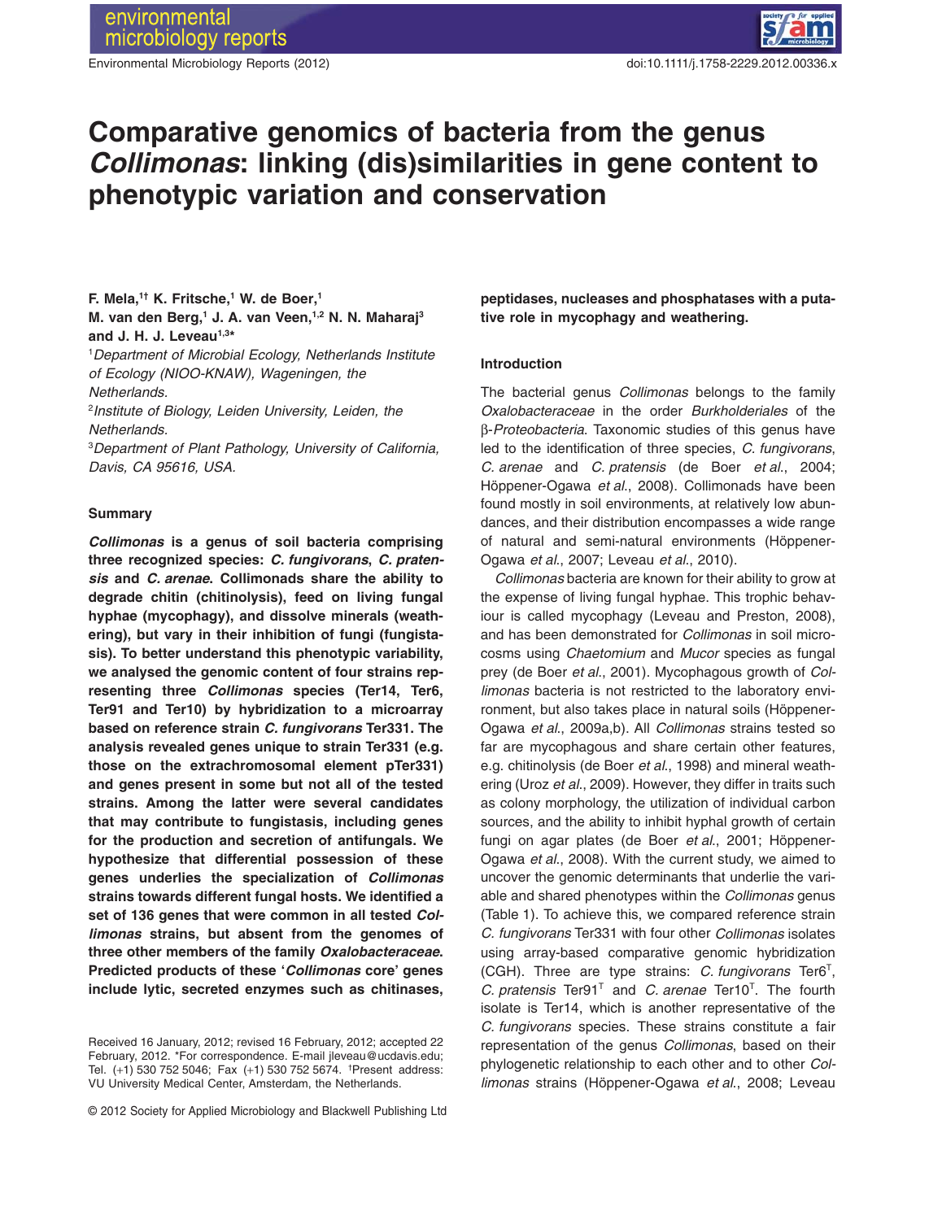# Comparative genomics of bacteria from the genus *Collimonas*: linking (dis)similarities in gene content to phenotypic variation and conservation

**F. Mela,[1†] K. Fritsche,[1] W. de Boer,[1] M. van den Berg,[1] J. A. van Veen,[1,2] N. N. Maharaj[3] and J. H. J. Leveau[1,3]***

[1]*Department of Microbial Ecology, Netherlands Institute of Ecology (NIOO-KNAW), Wageningen, the Netherlands.*
[2]*Institute of Biology, Leiden University, Leiden, the Netherlands.*
[3]*Department of Plant Pathology, University of California, Davis, CA 95616, USA.*

## Summary

***Collimonas* is a genus of soil bacteria comprising three recognized species: *C. fungivorans*, *C. pratensis* and *C. arenae*. Collimonads share the ability to degrade chitin (chitinolysis), feed on living fungal hyphae (mycophagy), and dissolve minerals (weathering), but vary in their inhibition of fungi (fungistasis). To better understand this phenotypic variability, we analysed the genomic content of four strains representing three *Collimonas* species (Ter14, Ter6, Ter91 and Ter10) by hybridization to a microarray based on reference strain *C. fungivorans* Ter331. The analysis revealed genes unique to strain Ter331 (e.g. those on the extrachromosomal element pTer331) and genes present in some but not all of the tested strains. Among the latter were several candidates that may contribute to fungistasis, including genes for the production and secretion of antifungals. We hypothesize that differential possession of these genes underlies the specialization of *Collimonas* strains towards different fungal hosts. We identified a set of 136 genes that were common in all tested *Collimonas* strains, but absent from the genomes of three other members of the family *Oxalobacteraceae*. Predicted products of these '*Collimonas* core' genes include lytic, secreted enzymes such as chitinases, peptidases, nucleases and phosphatases with a putative role in mycophagy and weathering.**

Received 16 January, 2012; revised 16 February, 2012; accepted 22 February, 2012. *For correspondence. E-mail jleveau@ucdavis.edu; Tel. (+1) 530 752 5046; Fax (+1) 530 752 5674. †Present address: VU University Medical Center, Amsterdam, the Netherlands.

## Introduction

The bacterial genus *Collimonas* belongs to the family *Oxalobacteraceae* in the order *Burkholderiales* of the β-*Proteobacteria*. Taxonomic studies of this genus have led to the identification of three species, *C. fungivorans*, *C. arenae* and *C. pratensis* (de Boer *et al*., 2004; Höppener-Ogawa *et al*., 2008). Collimonads have been found mostly in soil environments, at relatively low abundances, and their distribution encompasses a wide range of natural and semi-natural environments (Höppener-Ogawa *et al*., 2007; Leveau *et al*., 2010).

*Collimonas* bacteria are known for their ability to grow at the expense of living fungal hyphae. This trophic behaviour is called mycophagy (Leveau and Preston, 2008), and has been demonstrated for *Collimonas* in soil microcosms using *Chaetomium* and *Mucor* species as fungal prey (de Boer *et al*., 2001). Mycophagous growth of *Collimonas* bacteria is not restricted to the laboratory environment, but also takes place in natural soils (Höppener-Ogawa *et al*., 2009a,b). All *Collimonas* strains tested so far are mycophagous and share certain other features, e.g. chitinolysis (de Boer *et al*., 1998) and mineral weathering (Uroz *et al*., 2009). However, they differ in traits such as colony morphology, the utilization of individual carbon sources, and the ability to inhibit hyphal growth of certain fungi on agar plates (de Boer *et al*., 2001; Höppener-Ogawa *et al*., 2008). With the current study, we aimed to uncover the genomic determinants that underlie the variable and shared phenotypes within the *Collimonas* genus (Table 1). To achieve this, we compared reference strain *C. fungivorans* Ter331 with four other *Collimonas* isolates using array-based comparative genomic hybridization (CGH). Three are type strains: *C. fungivorans* Ter6ᵀ, *C. pratensis* Ter91ᵀ and *C. arenae* Ter10ᵀ. The fourth isolate is Ter14, which is another representative of the *C. fungivorans* species. These strains constitute a fair representation of the genus *Collimonas*, based on their phylogenetic relationship to each other and to other *Collimonas* strains (Höppener-Ogawa *et al*., 2008; Leveau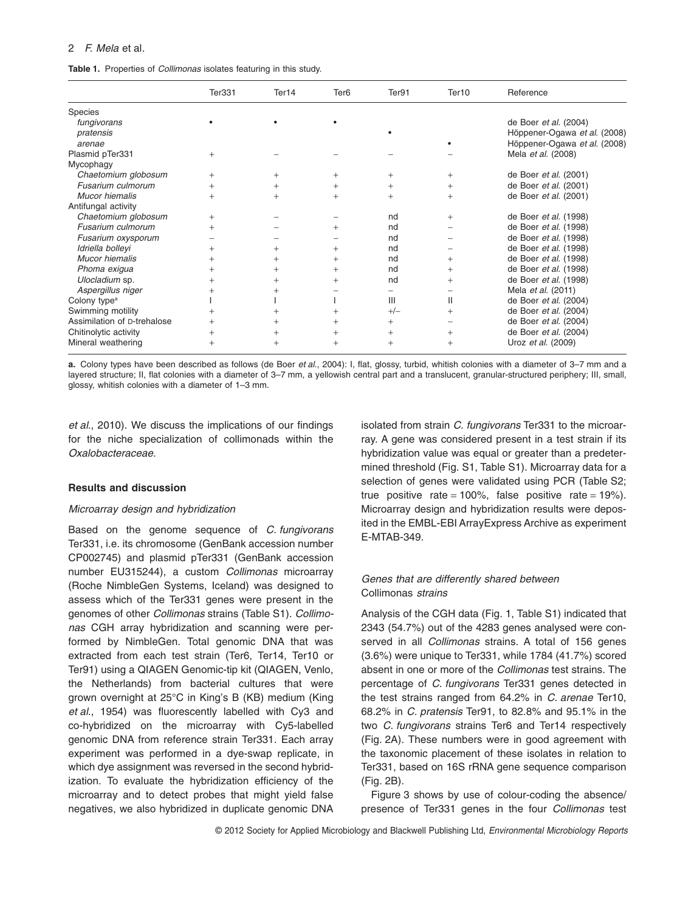**Table 1.** Properties of *Collimonas* isolates featuring in this study.

| | Ter331 | Ter14 | Ter6 | Ter91 | Ter10 | Reference |
|---|---|---|---|---|---|---|
| Species | | | | | | |
| *fungivorans* | • | • | • | | | de Boer *et al.* (2004) |
| *pratensis* | | | | • | | Höppener-Ogawa *et al.* (2008) |
| *arenae* | | | | | • | Höppener-Ogawa *et al.* (2008) |
| Plasmid pTer331 | + | – | – | – | – | Mela *et al.* (2008) |
| Mycophagy | | | | | | |
| *Chaetomium globosum* | + | + | + | + | + | de Boer *et al.* (2001) |
| *Fusarium culmorum* | + | + | + | + | + | de Boer *et al.* (2001) |
| *Mucor hiemalis* | + | + | + | + | + | de Boer *et al.* (2001) |
| Antifungal activity | | | | | | |
| *Chaetomium globosum* | + | – | – | nd | + | de Boer *et al.* (1998) |
| *Fusarium culmorum* | + | – | + | nd | – | de Boer *et al.* (1998) |
| *Fusarium oxysporum* | – | – | – | nd | – | de Boer *et al.* (1998) |
| *Idriella bolleyi* | + | + | + | nd | – | de Boer *et al.* (1998) |
| *Mucor hiemalis* | + | + | + | nd | + | de Boer *et al.* (1998) |
| *Phoma exigua* | + | + | + | nd | + | de Boer *et al.* (1998) |
| *Ulocladium* sp. | + | + | + | nd | + | de Boer *et al.* (1998) |
| *Aspergillus niger* | + | + | – | – | – | Mela *et al.* (2011) |
| Colony type[a] | I | I | I | III | II | de Boer *et al.* (2004) |
| Swimming motility | + | + | + | +/– | + | de Boer *et al.* (2004) |
| Assimilation of D-trehalose | + | + | + | + | – | de Boer *et al.* (2004) |
| Chitinolytic activity | + | + | + | + | + | de Boer *et al.* (2004) |
| Mineral weathering | + | + | + | + | + | Uroz *et al.* (2009) |

**a.** Colony types have been described as follows (de Boer *et al.*, 2004): I, flat, glossy, turbid, whitish colonies with a diameter of 3–7 mm and a layered structure; II, flat colonies with a diameter of 3–7 mm, a yellowish central part and a translucent, granular-structured periphery; III, small, glossy, whitish colonies with a diameter of 1–3 mm.

*et al.*, 2010). We discuss the implications of our findings for the niche specialization of collimonads within the *Oxalobacteraceae.*

## Results and discussion

### *Microarray design and hybridization*

Based on the genome sequence of *C. fungivorans* Ter331, i.e. its chromosome (GenBank accession number CP002745) and plasmid pTer331 (GenBank accession number EU315244), a custom *Collimonas* microarray (Roche NimbleGen Systems, Iceland) was designed to assess which of the Ter331 genes were present in the genomes of other *Collimonas* strains (Table S1). *Collimonas* CGH array hybridization and scanning were performed by NimbleGen. Total genomic DNA that was extracted from each test strain (Ter6, Ter14, Ter10 or Ter91) using a QIAGEN Genomic-tip kit (QIAGEN, Venlo, the Netherlands) from bacterial cultures that were grown overnight at 25°C in King's B (KB) medium (King *et al.*, 1954) was fluorescently labelled with Cy3 and co-hybridized on the microarray with Cy5-labelled genomic DNA from reference strain Ter331. Each array experiment was performed in a dye-swap replicate, in which dye assignment was reversed in the second hybridization. To evaluate the hybridization efficiency of the microarray and to detect probes that might yield false negatives, we also hybridized in duplicate genomic DNA isolated from strain *C. fungivorans* Ter331 to the microarray. A gene was considered present in a test strain if its hybridization value was equal or greater than a predetermined threshold (Fig. S1, Table S1). Microarray data for a selection of genes were validated using PCR (Table S2; true positive rate = 100%, false positive rate = 19%). Microarray design and hybridization results were deposited in the EMBL-EBI ArrayExpress Archive as experiment E-MTAB-349.

### *Genes that are differently shared between* Collimonas *strains*

Analysis of the CGH data (Fig. 1, Table S1) indicated that 2343 (54.7%) out of the 4283 genes analysed were conserved in all *Collimonas* strains. A total of 156 genes (3.6%) were unique to Ter331, while 1784 (41.7%) scored absent in one or more of the *Collimonas* test strains. The percentage of *C. fungivorans* Ter331 genes detected in the test strains ranged from 64.2% in *C. arenae* Ter10, 68.2% in *C. pratensis* Ter91, to 82.8% and 95.1% in the two *C. fungivorans* strains Ter6 and Ter14 respectively (Fig. 2A). These numbers were in good agreement with the taxonomic placement of these isolates in relation to Ter331, based on 16S rRNA gene sequence comparison (Fig. 2B).

Figure 3 shows by use of colour-coding the absence/presence of Ter331 genes in the four *Collimonas* test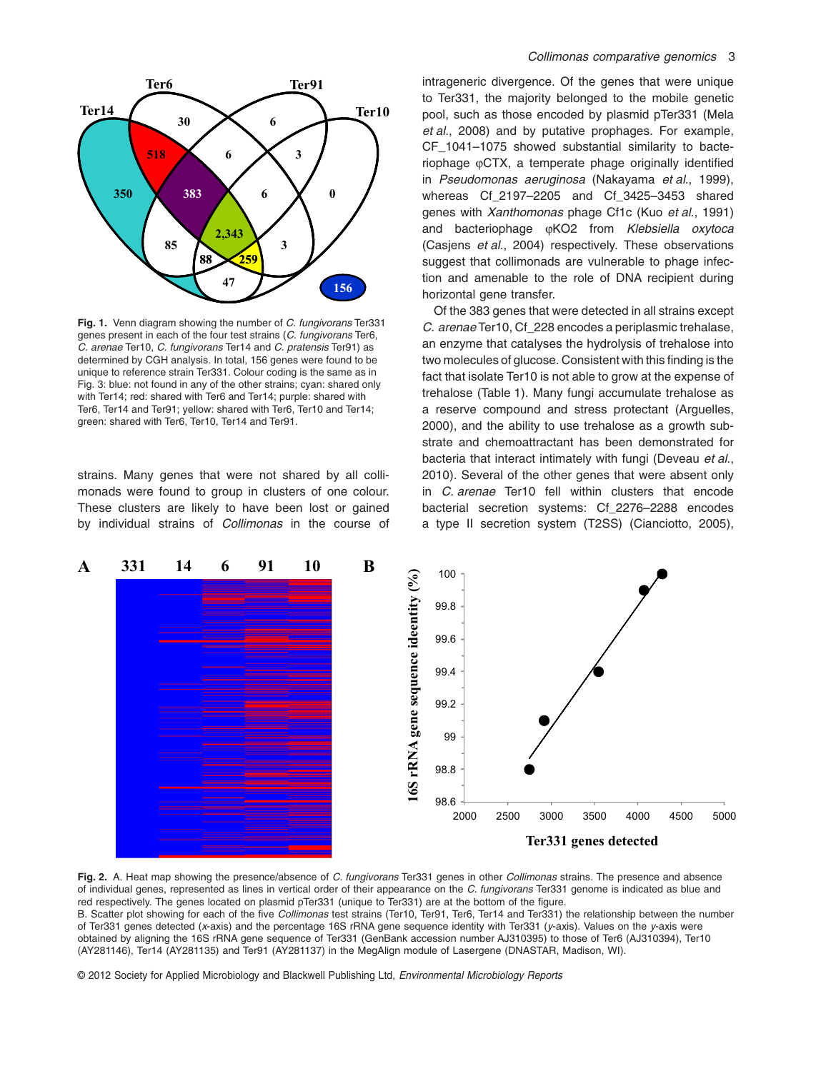**Fig. 1.** Venn diagram showing the number of *C. fungivorans* Ter331 genes present in each of the four test strains (*C. fungivorans* Ter6, *C. arenae* Ter10, *C. fungivorans* Ter14 and *C. pratensis* Ter91) as determined by CGH analysis. In total, 156 genes were found to be unique to reference strain Ter331. Colour coding is the same as in Fig. 3: blue: not found in any of the other strains; cyan: shared only with Ter14; red: shared with Ter6 and Ter14; purple: shared with Ter6, Ter14 and Ter91; yellow: shared with Ter6, Ter10 and Ter14; green: shared with Ter6, Ter10, Ter14 and Ter91.

strains. Many genes that were not shared by all collimonads were found to group in clusters of one colour. These clusters are likely to have been lost or gained by individual strains of *Collimonas* in the course of intrageneric divergence. Of the genes that were unique to Ter331, the majority belonged to the mobile genetic pool, such as those encoded by plasmid pTer331 (Mela *et al*., 2008) and by putative prophages. For example, CF_1041–1075 showed substantial similarity to bacteriophage φCTX, a temperate phage originally identified in *Pseudomonas aeruginosa* (Nakayama *et al*., 1999), whereas Cf_2197–2205 and Cf_3425–3453 shared genes with *Xanthomonas* phage Cf1c (Kuo *et al*., 1991) and bacteriophage φKO2 from *Klebsiella oxytoca* (Casjens *et al*., 2004) respectively. These observations suggest that collimonads are vulnerable to phage infection and amenable to the role of DNA recipient during horizontal gene transfer.

Of the 383 genes that were detected in all strains except *C. arenae* Ter10, Cf_228 encodes a periplasmic trehalase, an enzyme that catalyses the hydrolysis of trehalose into two molecules of glucose. Consistent with this finding is the fact that isolate Ter10 is not able to grow at the expense of trehalose (Table 1). Many fungi accumulate trehalose as a reserve compound and stress protectant (Arguelles, 2000), and the ability to use trehalose as a growth substrate and chemoattractant has been demonstrated for bacteria that interact intimately with fungi (Deveau *et al*., 2010). Several of the other genes that were absent only in *C. arenae* Ter10 fell within clusters that encode bacterial secretion systems: Cf_2276–2288 encodes a type II secretion system (T2SS) (Cianciotto, 2005),

**Fig. 2.** A. Heat map showing the presence/absence of *C. fungivorans* Ter331 genes in other *Collimonas* strains. The presence and absence of individual genes, represented as lines in vertical order of their appearance on the *C. fungivorans* Ter331 genome is indicated as blue and red respectively. The genes located on plasmid pTer331 (unique to Ter331) are at the bottom of the figure.
B. Scatter plot showing for each of the five *Collimonas* test strains (Ter10, Ter91, Ter6, Ter14 and Ter331) the relationship between the number of Ter331 genes detected (*x*-axis) and the percentage 16S rRNA gene sequence identity with Ter331 (*y*-axis). Values on the *y*-axis were obtained by aligning the 16S rRNA gene sequence of Ter331 (GenBank accession number AJ310395) to those of Ter6 (AJ310394), Ter10 (AY281146), Ter14 (AY281135) and Ter91 (AY281137) in the MegAlign module of Lasergene (DNASTAR, Madison, WI).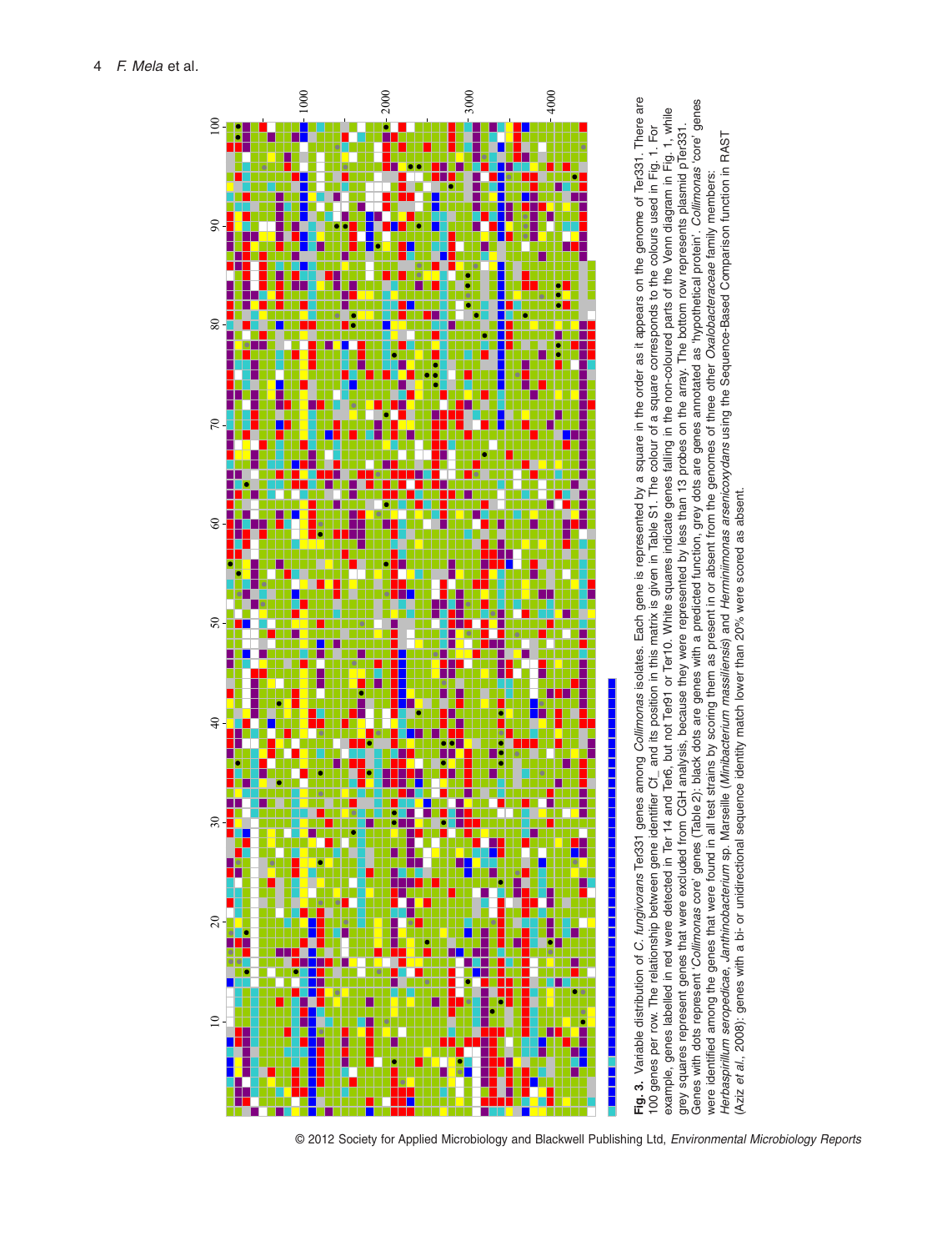**Fig. 3.** Variable distribution of *C. fungivorans* Ter331 genes among *Collimonas* isolates. Each gene is represented by a square in the order as it appears on the genome of Ter331. There are 100 genes per row. The relationship between gene identifier Cf_ and its position in this matrix is given in Table S1. The colour of a square corresponds to the colours used in Fig. 1. For example, genes labelled in red were detected in Ter 14 and Ter6, but not Ter91 or Ter10. White squares indicate genes falling in the non-coloured parts of the Venn diagram in Fig. 1, while grey squares represent genes that were excluded from CGH analysis, because they were represented by less than 13 probes on the array. The bottom row represents plasmid pTer331. Genes with dots represent '*Collimonas* core' genes (Table 2): black dots are genes with a predicted function, grey dots are genes annotated as 'hypothetical protein'. *Collimonas* 'core' genes were identified among the genes that were found in all test strains by scoring them as present in or absent from the genomes of three other *Oxalobacteraceae* family members: *Herbaspirillum seropedicae*, *Janthinobacterium* sp. Marseille (*Minibacterium massiliensis*) and *Herminiimonas arsenicoxydans* using the Sequence-Based Comparison function in RAST (Aziz *et al.*, 2008): genes with a bi- or unidirectional sequence identity match lower than 20% were scored as absent.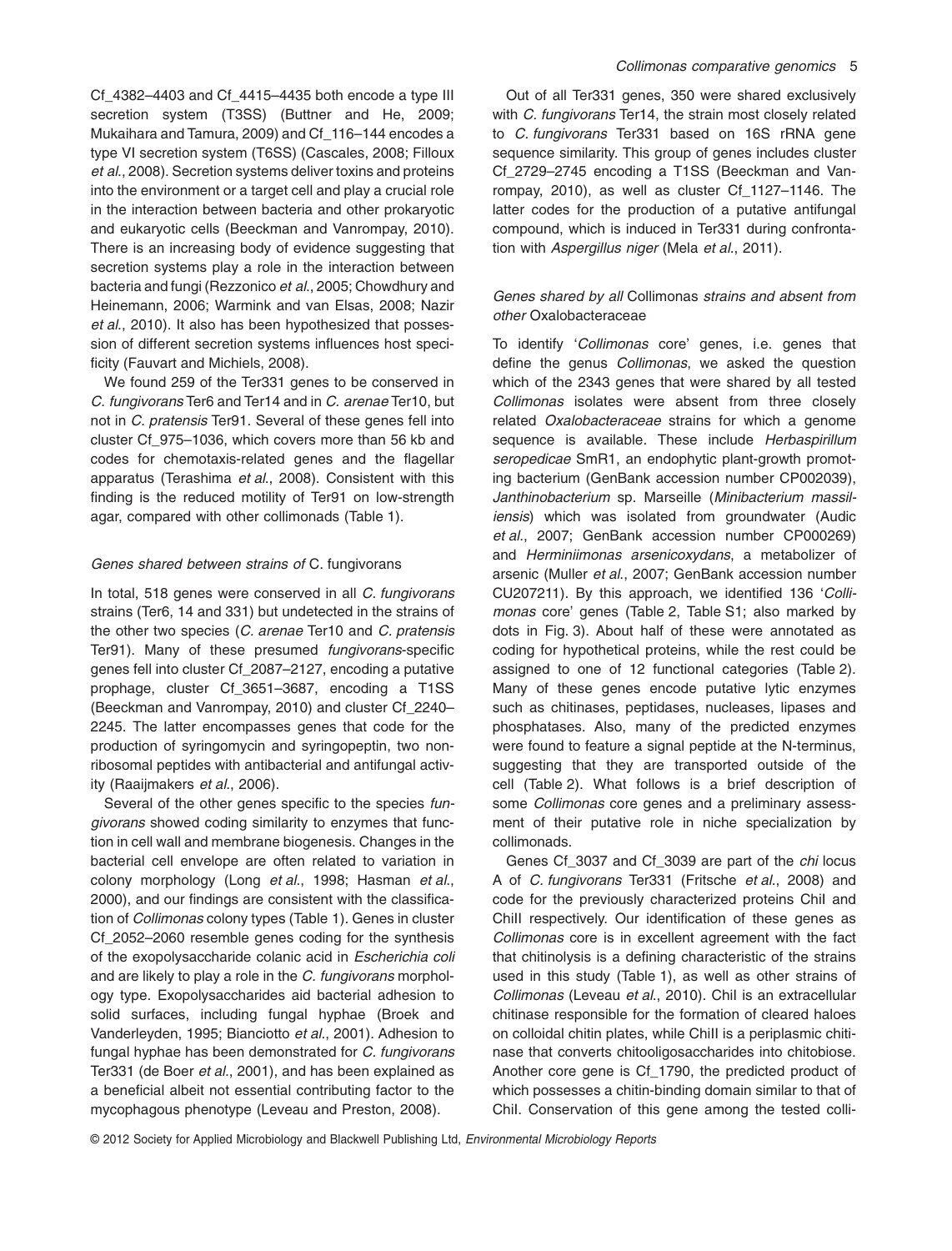Cf_4382–4403 and Cf_4415–4435 both encode a type III secretion system (T3SS) (Buttner and He, 2009; Mukaihara and Tamura, 2009) and Cf_116–144 encodes a type VI secretion system (T6SS) (Cascales, 2008; Filloux *et al*., 2008). Secretion systems deliver toxins and proteins into the environment or a target cell and play a crucial role in the interaction between bacteria and other prokaryotic and eukaryotic cells (Beeckman and Vanrompay, 2010). There is an increasing body of evidence suggesting that secretion systems play a role in the interaction between bacteria and fungi (Rezzonico *et al*., 2005; Chowdhury and Heinemann, 2006; Warmink and van Elsas, 2008; Nazir *et al*., 2010). It also has been hypothesized that possession of different secretion systems influences host specificity (Fauvart and Michiels, 2008).

We found 259 of the Ter331 genes to be conserved in *C. fungivorans* Ter6 and Ter14 and in *C. arenae* Ter10, but not in *C. pratensis* Ter91. Several of these genes fell into cluster Cf_975–1036, which covers more than 56 kb and codes for chemotaxis-related genes and the flagellar apparatus (Terashima *et al*., 2008). Consistent with this finding is the reduced motility of Ter91 on low-strength agar, compared with other collimonads (Table 1).

### *Genes shared between strains of* C. fungivorans

In total, 518 genes were conserved in all *C. fungivorans* strains (Ter6, 14 and 331) but undetected in the strains of the other two species (*C. arenae* Ter10 and *C. pratensis* Ter91). Many of these presumed *fungivorans*-specific genes fell into cluster Cf_2087–2127, encoding a putative prophage, cluster Cf_3651–3687, encoding a T1SS (Beeckman and Vanrompay, 2010) and cluster Cf_2240–2245. The latter encompasses genes that code for the production of syringomycin and syringopeptin, two non-ribosomal peptides with antibacterial and antifungal activity (Raaijmakers *et al*., 2006).

Several of the other genes specific to the species *fungivorans* showed coding similarity to enzymes that function in cell wall and membrane biogenesis. Changes in the bacterial cell envelope are often related to variation in colony morphology (Long *et al*., 1998; Hasman *et al*., 2000), and our findings are consistent with the classification of *Collimonas* colony types (Table 1). Genes in cluster Cf_2052–2060 resemble genes coding for the synthesis of the exopolysaccharide colanic acid in *Escherichia coli* and are likely to play a role in the *C. fungivorans* morphology type. Exopolysaccharides aid bacterial adhesion to solid surfaces, including fungal hyphae (Broek and Vanderleyden, 1995; Bianciotto *et al*., 2001). Adhesion to fungal hyphae has been demonstrated for *C. fungivorans* Ter331 (de Boer *et al*., 2001), and has been explained as a beneficial albeit not essential contributing factor to the mycophagous phenotype (Leveau and Preston, 2008).

Out of all Ter331 genes, 350 were shared exclusively with *C. fungivorans* Ter14, the strain most closely related to *C. fungivorans* Ter331 based on 16S rRNA gene sequence similarity. This group of genes includes cluster Cf_2729–2745 encoding a T1SS (Beeckman and Vanrompay, 2010), as well as cluster Cf_1127–1146. The latter codes for the production of a putative antifungal compound, which is induced in Ter331 during confrontation with *Aspergillus niger* (Mela *et al*., 2011).

### *Genes shared by all* Collimonas *strains and absent from other* Oxalobacteraceae

To identify '*Collimonas* core' genes, i.e. genes that define the genus *Collimonas*, we asked the question which of the 2343 genes that were shared by all tested *Collimonas* isolates were absent from three closely related *Oxalobacteraceae* strains for which a genome sequence is available. These include *Herbaspirillum seropedicae* SmR1, an endophytic plant-growth promoting bacterium (GenBank accession number CP002039), *Janthinobacterium* sp. Marseille (*Minibacterium massiliensis*) which was isolated from groundwater (Audic *et al*., 2007; GenBank accession number CP000269) and *Herminiimonas arsenicoxydans*, a metabolizer of arsenic (Muller *et al*., 2007; GenBank accession number CU207211). By this approach, we identified 136 '*Collimonas* core' genes (Table 2, Table S1; also marked by dots in Fig. 3). About half of these were annotated as coding for hypothetical proteins, while the rest could be assigned to one of 12 functional categories (Table 2). Many of these genes encode putative lytic enzymes such as chitinases, peptidases, nucleases, lipases and phosphatases. Also, many of the predicted enzymes were found to feature a signal peptide at the N-terminus, suggesting that they are transported outside of the cell (Table 2). What follows is a brief description of some *Collimonas* core genes and a preliminary assessment of their putative role in niche specialization by collimonads.

Genes Cf_3037 and Cf_3039 are part of the *chi* locus A of *C. fungivorans* Ter331 (Fritsche *et al*., 2008) and code for the previously characterized proteins ChiI and ChiII respectively. Our identification of these genes as *Collimonas* core is in excellent agreement with the fact that chitinolysis is a defining characteristic of the strains used in this study (Table 1), as well as other strains of *Collimonas* (Leveau *et al*., 2010). ChiI is an extracellular chitinase responsible for the formation of cleared haloes on colloidal chitin plates, while ChiII is a periplasmic chitinase that converts chitooligosaccharides into chitobiose. Another core gene is Cf_1790, the predicted product of which possesses a chitin-binding domain similar to that of ChiI. Conservation of this gene among the tested colli-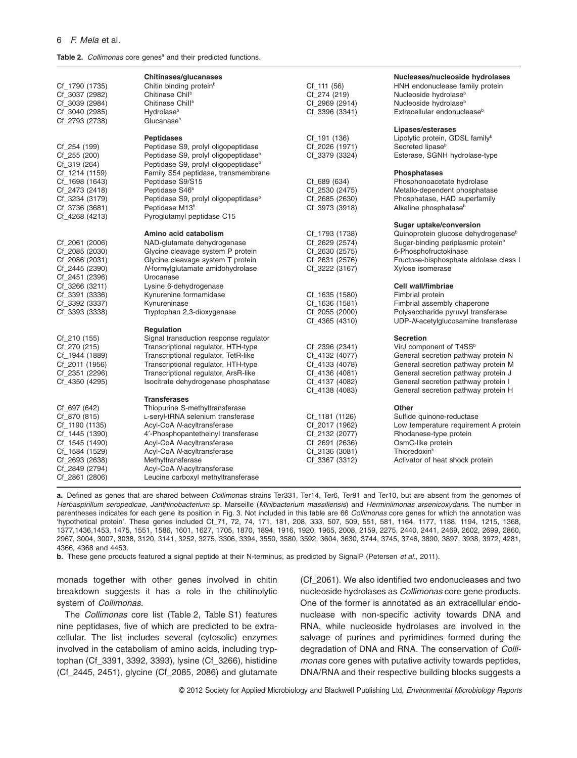**Table 2.** *Collimonas* core genes[a] and their predicted functions.

| Gene | Predicted function | Gene | Predicted function |
|---|---|---|---|
| | **Chitinases/glucanases** | | **Nucleases/nucleoside hydrolases** |
| Cf_1790 (1735) | Chitin binding protein[b] | Cf_111 (56) | HNH endonuclease family protein |
| Cf_3037 (2982) | Chitinase ChiI[b] | Cf_274 (219) | Nucleoside hydrolase[b] |
| Cf_3039 (2984) | Chitinase ChiII[b] | Cf_2969 (2914) | Nucleoside hydrolase[b] |
| Cf_3040 (2985) | Hydrolase[b] | Cf_3396 (3341) | Extracellular endonuclease[b] |
| Cf_2793 (2738) | Glucanase[b] | | |
| | | | **Lipases/esterases** |
| | **Peptidases** | Cf_191 (136) | Lipolytic protein, GDSL family[b] |
| Cf_254 (199) | Peptidase S9, prolyl oligopeptidase | Cf_2026 (1971) | Secreted lipase[b] |
| Cf_255 (200) | Peptidase S9, prolyl oligopeptidase[b] | Cf_3379 (3324) | Esterase, SGNH hydrolase-type |
| Cf_319 (264) | Peptidase S9, prolyl oligopeptidase[b] | | |
| Cf_1214 (1159) | Family S54 peptidase, transmembrane | | **Phosphatases** |
| Cf_1698 (1643) | Peptidase S9/S15 | Cf_689 (634) | Phosphonoacetate hydrolase |
| Cf_2473 (2418) | Peptidase S46[b] | Cf_2530 (2475) | Metallo-dependent phosphatase |
| Cf_3234 (3179) | Peptidase S9, prolyl oligopeptidase[b] | Cf_2685 (2630) | Phosphatase, HAD superfamily |
| Cf_3736 (3681) | Peptidase M13[b] | Cf_3973 (3918) | Alkaline phosphatase[b] |
| Cf_4268 (4213) | Pyroglutamyl peptidase C15 | | |
| | | | **Sugar uptake/conversion** |
| | **Amino acid catabolism** | Cf_1793 (1738) | Quinoprotein glucose dehydrogenase[b] |
| Cf_2061 (2006) | NAD-glutamate dehydrogenase | Cf_2629 (2574) | Sugar-binding periplasmic protein[b] |
| Cf_2085 (2030) | Glycine cleavage system P protein | Cf_2630 (2575) | 6-Phosphofructokinase |
| Cf_2086 (2031) | Glycine cleavage system T protein | Cf_2631 (2576) | Fructose-bisphosphate aldolase class I |
| Cf_2445 (2390) | *N*-formylglutamate amidohydrolase | Cf_3222 (3167) | Xylose isomerase |
| Cf_2451 (2396) | Urocanase | | |
| Cf_3266 (3211) | Lysine 6-dehydrogenase | | **Cell wall/fimbriae** |
| Cf_3391 (3336) | Kynurenine formamidase | Cf_1635 (1580) | Fimbrial protein |
| Cf_3392 (3337) | Kynureninase | Cf_1636 (1581) | Fimbrial assembly chaperone |
| Cf_3393 (3338) | Tryptophan 2,3-dioxygenase | Cf_2055 (2000) | Polysaccharide pyruvyl transferase |
| | | Cf_4365 (4310) | UDP-*N*-acetylglucosamine transferase |
| | **Regulation** | | |
| Cf_210 (155) | Signal transduction response regulator | | **Secretion** |
| Cf_270 (215) | Transcriptional regulator, HTH-type | Cf_2396 (2341) | VirJ component of T4SS[b] |
| Cf_1944 (1889) | Transcriptional regulator, TetR-like | Cf_4132 (4077) | General secretion pathway protein N |
| Cf_2011 (1956) | Transcriptional regulator, HTH-type | Cf_4133 (4078) | General secretion pathway protein M |
| Cf_2351 (2296) | Transcriptional regulator, ArsR-like | Cf_4136 (4081) | General secretion pathway protein J |
| Cf_4350 (4295) | Isocitrate dehydrogenase phosphatase | Cf_4137 (4082) | General secretion pathway protein I |
| | | Cf_4138 (4083) | General secretion pathway protein H |
| | **Transferases** | | |
| Cf_697 (642) | Thiopurine S-methyltransferase | | **Other** |
| Cf_870 (815) | L-seryl-tRNA selenium transferase | Cf_1181 (1126) | Sulfide quinone-reductase |
| Cf_1190 (1135) | Acyl-CoA *N*-acyltransferase | Cf_2017 (1962) | Low temperature requirement A protein |
| Cf_1445 (1390) | 4′-Phosphopantetheinyl transferase | Cf_2132 (2077) | Rhodanese-type protein |
| Cf_1545 (1490) | Acyl-CoA *N*-acyltransferase | Cf_2691 (2636) | OsmC-like protein |
| Cf_1584 (1529) | Acyl-CoA *N*-acyltransferase | Cf_3136 (3081) | Thioredoxin[b] |
| Cf_2693 (2638) | Methyltransferase | Cf_3367 (3312) | Activator of heat shock protein |
| Cf_2849 (2794) | Acyl-CoA *N*-acyltransferase | | |
| Cf_2861 (2806) | Leucine carboxyl methyltransferase | | |

**a.** Defined as genes that are shared between *Collimonas* strains Ter331, Ter14, Ter6, Ter91 and Ter10, but are absent from the genomes of *Herbaspirillum seropedicae, Janthinobacterium* sp. Marseille (*Minibacterium massiliensis*) and *Herminiimonas arsenicoxydans*. The number in parentheses indicates for each gene its position in Fig. 3. Not included in this table are 66 *Collimonas* core genes for which the annotation was 'hypothetical protein'. These genes included Cf_71, 72, 74, 171, 181, 208, 333, 507, 509, 551, 581, 1164, 1177, 1188, 1194, 1215, 1368, 1377,1436,1453, 1475, 1551, 1586, 1601, 1627, 1705, 1870, 1894, 1916, 1920, 1965, 2008, 2159, 2275, 2440, 2441, 2469, 2602, 2699, 2860, 2967, 3004, 3007, 3038, 3120, 3141, 3252, 3275, 3306, 3394, 3550, 3580, 3592, 3604, 3630, 3744, 3745, 3746, 3890, 3897, 3938, 3972, 4281, 4366, 4368 and 4453.

**b.** These gene products featured a signal peptide at their N-terminus, as predicted by SignalP (Petersen *et al.*, 2011).

monads together with other genes involved in chitin breakdown suggests it has a role in the chitinolytic system of *Collimonas*.

The *Collimonas* core list (Table 2, Table S1) features nine peptidases, five of which are predicted to be extracellular. The list includes several (cytosolic) enzymes involved in the catabolism of amino acids, including tryptophan (Cf_3391, 3392, 3393), lysine (Cf_3266), histidine (Cf_2445, 2451), glycine (Cf_2085, 2086) and glutamate (Cf_2061). We also identified two endonucleases and two nucleoside hydrolases as *Collimonas* core gene products. One of the former is annotated as an extracellular endonuclease with non-specific activity towards DNA and RNA, while nucleoside hydrolases are involved in the salvage of purines and pyrimidines formed during the degradation of DNA and RNA. The conservation of *Collimonas* core genes with putative activity towards peptides, DNA/RNA and their respective building blocks suggests a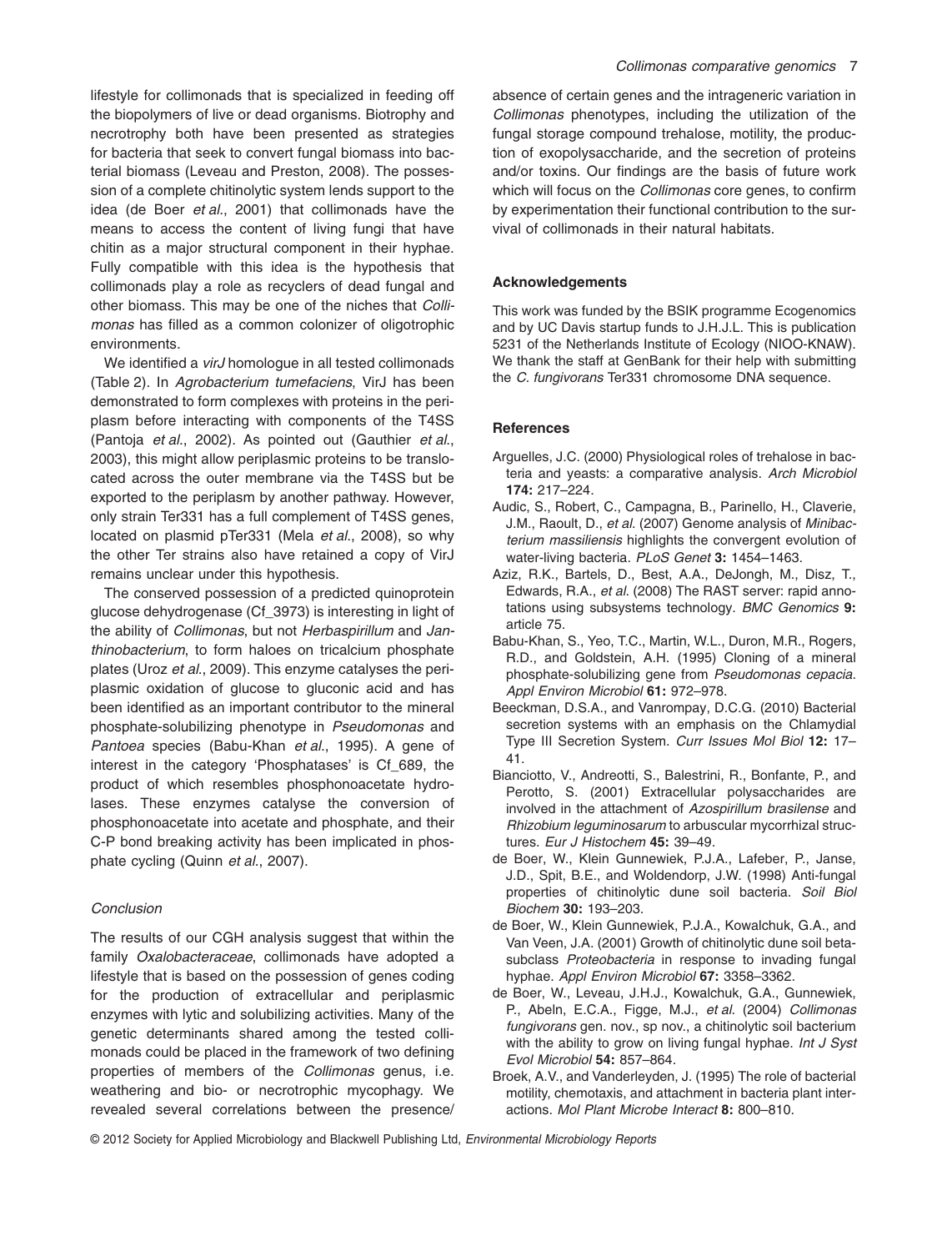lifestyle for collimonads that is specialized in feeding off the biopolymers of live or dead organisms. Biotrophy and necrotrophy both have been presented as strategies for bacteria that seek to convert fungal biomass into bacterial biomass (Leveau and Preston, 2008). The possession of a complete chitinolytic system lends support to the idea (de Boer *et al*., 2001) that collimonads have the means to access the content of living fungi that have chitin as a major structural component in their hyphae. Fully compatible with this idea is the hypothesis that collimonads play a role as recyclers of dead fungal and other biomass. This may be one of the niches that *Collimonas* has filled as a common colonizer of oligotrophic environments.

We identified a *virJ* homologue in all tested collimonads (Table 2). In *Agrobacterium tumefaciens*, VirJ has been demonstrated to form complexes with proteins in the periplasm before interacting with components of the T4SS (Pantoja *et al*., 2002). As pointed out (Gauthier *et al*., 2003), this might allow periplasmic proteins to be translocated across the outer membrane via the T4SS but be exported to the periplasm by another pathway. However, only strain Ter331 has a full complement of T4SS genes, located on plasmid pTer331 (Mela *et al*., 2008), so why the other Ter strains also have retained a copy of VirJ remains unclear under this hypothesis.

The conserved possession of a predicted quinoprotein glucose dehydrogenase (Cf_3973) is interesting in light of the ability of *Collimonas*, but not *Herbaspirillum* and *Janthinobacterium*, to form haloes on tricalcium phosphate plates (Uroz *et al*., 2009). This enzyme catalyses the periplasmic oxidation of glucose to gluconic acid and has been identified as an important contributor to the mineral phosphate-solubilizing phenotype in *Pseudomonas* and *Pantoea* species (Babu-Khan *et al*., 1995). A gene of interest in the category 'Phosphatases' is Cf_689, the product of which resembles phosphonoacetate hydrolases. These enzymes catalyse the conversion of phosphonoacetate into acetate and phosphate, and their C-P bond breaking activity has been implicated in phosphate cycling (Quinn *et al*., 2007).

### *Conclusion*

The results of our CGH analysis suggest that within the family *Oxalobacteraceae*, collimonads have adopted a lifestyle that is based on the possession of genes coding for the production of extracellular and periplasmic enzymes with lytic and solubilizing activities. Many of the genetic determinants shared among the tested collimonads could be placed in the framework of two defining properties of members of the *Collimonas* genus, i.e. weathering and bio- or necrotrophic mycophagy. We revealed several correlations between the presence/absence of certain genes and the intrageneric variation in *Collimonas* phenotypes, including the utilization of the fungal storage compound trehalose, motility, the production of exopolysaccharide, and the secretion of proteins and/or toxins. Our findings are the basis of future work which will focus on the *Collimonas* core genes, to confirm by experimentation their functional contribution to the survival of collimonads in their natural habitats.

## Acknowledgements

This work was funded by the BSIK programme Ecogenomics and by UC Davis startup funds to J.H.J.L. This is publication 5231 of the Netherlands Institute of Ecology (NIOO-KNAW). We thank the staff at GenBank for their help with submitting the *C. fungivorans* Ter331 chromosome DNA sequence.

## References

Arguelles, J.C. (2000) Physiological roles of trehalose in bacteria and yeasts: a comparative analysis. *Arch Microbiol* **174:** 217–224.

Audic, S., Robert, C., Campagna, B., Parinello, H., Claverie, J.M., Raoult, D., *et al*. (2007) Genome analysis of *Minibacterium massiliensis* highlights the convergent evolution of water-living bacteria. *PLoS Genet* **3:** 1454–1463.

Aziz, R.K., Bartels, D., Best, A.A., DeJongh, M., Disz, T., Edwards, R.A., *et al*. (2008) The RAST server: rapid annotations using subsystems technology. *BMC Genomics* **9:** article 75.

Babu-Khan, S., Yeo, T.C., Martin, W.L., Duron, M.R., Rogers, R.D., and Goldstein, A.H. (1995) Cloning of a mineral phosphate-solubilizing gene from *Pseudomonas cepacia*. *Appl Environ Microbiol* **61:** 972–978.

Beeckman, D.S.A., and Vanrompay, D.C.G. (2010) Bacterial secretion systems with an emphasis on the Chlamydial Type III Secretion System. *Curr Issues Mol Biol* **12:** 17–41.

Bianciotto, V., Andreotti, S., Balestrini, R., Bonfante, P., and Perotto, S. (2001) Extracellular polysaccharides are involved in the attachment of *Azospirillum brasilense* and *Rhizobium leguminosarum* to arbuscular mycorrhizal structures. *Eur J Histochem* **45:** 39–49.

de Boer, W., Klein Gunnewiek, P.J.A., Lafeber, P., Janse, J.D., Spit, B.E., and Woldendorp, J.W. (1998) Anti-fungal properties of chitinolytic dune soil bacteria. *Soil Biol Biochem* **30:** 193–203.

de Boer, W., Klein Gunnewiek, P.J.A., Kowalchuk, G.A., and Van Veen, J.A. (2001) Growth of chitinolytic dune soil beta-subclass *Proteobacteria* in response to invading fungal hyphae. *Appl Environ Microbiol* **67:** 3358–3362.

de Boer, W., Leveau, J.H.J., Kowalchuk, G.A., Gunnewiek, P., Abeln, E.C.A., Figge, M.J., *et al*. (2004) *Collimonas fungivorans* gen. nov., sp nov., a chitinolytic soil bacterium with the ability to grow on living fungal hyphae. *Int J Syst Evol Microbiol* **54:** 857–864.

Broek, A.V., and Vanderleyden, J. (1995) The role of bacterial motility, chemotaxis, and attachment in bacteria plant interactions. *Mol Plant Microbe Interact* **8:** 800–810.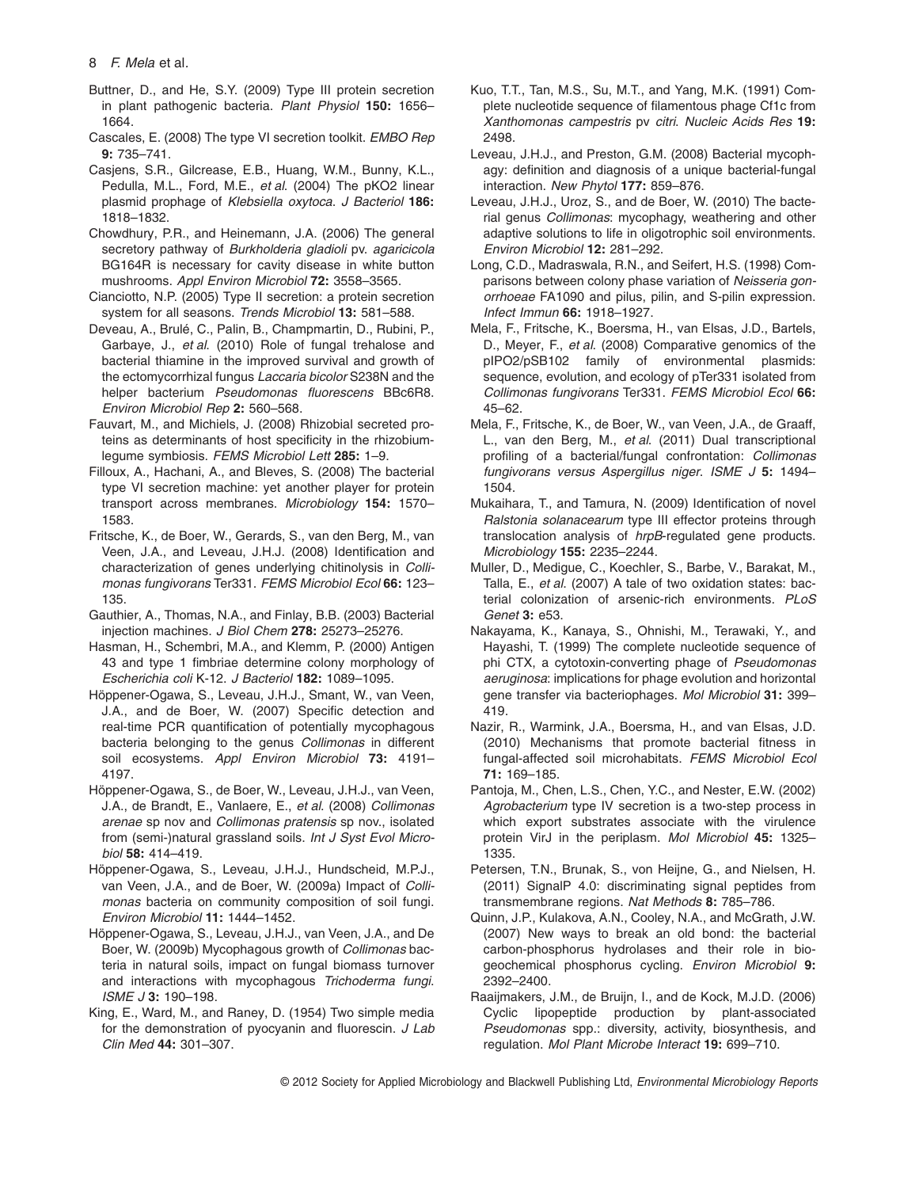Buttner, D., and He, S.Y. (2009) Type III protein secretion in plant pathogenic bacteria. *Plant Physiol* **150:** 1656–1664.

Cascales, E. (2008) The type VI secretion toolkit. *EMBO Rep* **9:** 735–741.

Casjens, S.R., Gilcrease, E.B., Huang, W.M., Bunny, K.L., Pedulla, M.L., Ford, M.E., *et al.* (2004) The pKO2 linear plasmid prophage of *Klebsiella oxytoca*. *J Bacteriol* **186:** 1818–1832.

Chowdhury, P.R., and Heinemann, J.A. (2006) The general secretory pathway of *Burkholderia gladioli* pv. *agaricicola* BG164R is necessary for cavity disease in white button mushrooms. *Appl Environ Microbiol* **72:** 3558–3565.

Cianciotto, N.P. (2005) Type II secretion: a protein secretion system for all seasons. *Trends Microbiol* **13:** 581–588.

Deveau, A., Brulé, C., Palin, B., Champmartin, D., Rubini, P., Garbaye, J., *et al.* (2010) Role of fungal trehalose and bacterial thiamine in the improved survival and growth of the ectomycorrhizal fungus *Laccaria bicolor* S238N and the helper bacterium *Pseudomonas fluorescens* BBc6R8. *Environ Microbiol Rep* **2:** 560–568.

Fauvart, M., and Michiels, J. (2008) Rhizobial secreted proteins as determinants of host specificity in the rhizobium-legume symbiosis. *FEMS Microbiol Lett* **285:** 1–9.

Filloux, A., Hachani, A., and Bleves, S. (2008) The bacterial type VI secretion machine: yet another player for protein transport across membranes. *Microbiology* **154:** 1570–1583.

Fritsche, K., de Boer, W., Gerards, S., van den Berg, M., van Veen, J.A., and Leveau, J.H.J. (2008) Identification and characterization of genes underlying chitinolysis in *Collimonas fungivorans* Ter331. *FEMS Microbiol Ecol* **66:** 123–135.

Gauthier, A., Thomas, N.A., and Finlay, B.B. (2003) Bacterial injection machines. *J Biol Chem* **278:** 25273–25276.

Hasman, H., Schembri, M.A., and Klemm, P. (2000) Antigen 43 and type 1 fimbriae determine colony morphology of *Escherichia coli* K-12. *J Bacteriol* **182:** 1089–1095.

Höppener-Ogawa, S., Leveau, J.H.J., Smant, W., van Veen, J.A., and de Boer, W. (2007) Specific detection and real-time PCR quantification of potentially mycophagous bacteria belonging to the genus *Collimonas* in different soil ecosystems. *Appl Environ Microbiol* **73:** 4191–4197.

Höppener-Ogawa, S., de Boer, W., Leveau, J.H.J., van Veen, J.A., de Brandt, E., Vanlaere, E., *et al.* (2008) *Collimonas arenae* sp nov and *Collimonas pratensis* sp nov., isolated from (semi-)natural grassland soils. *Int J Syst Evol Microbiol* **58:** 414–419.

Höppener-Ogawa, S., Leveau, J.H.J., Hundscheid, M.P.J., van Veen, J.A., and de Boer, W. (2009a) Impact of *Collimonas* bacteria on community composition of soil fungi. *Environ Microbiol* **11:** 1444–1452.

Höppener-Ogawa, S., Leveau, J.H.J., van Veen, J.A., and De Boer, W. (2009b) Mycophagous growth of *Collimonas* bacteria in natural soils, impact on fungal biomass turnover and interactions with mycophagous *Trichoderma fungi*. *ISME J* **3:** 190–198.

King, E., Ward, M., and Raney, D. (1954) Two simple media for the demonstration of pyocyanin and fluorescin. *J Lab Clin Med* **44:** 301–307.

Kuo, T.T., Tan, M.S., Su, M.T., and Yang, M.K. (1991) Complete nucleotide sequence of filamentous phage Cf1c from *Xanthomonas campestris* pv *citri*. *Nucleic Acids Res* **19:** 2498.

Leveau, J.H.J., and Preston, G.M. (2008) Bacterial mycophagy: definition and diagnosis of a unique bacterial-fungal interaction. *New Phytol* **177:** 859–876.

Leveau, J.H.J., Uroz, S., and de Boer, W. (2010) The bacterial genus *Collimonas*: mycophagy, weathering and other adaptive solutions to life in oligotrophic soil environments. *Environ Microbiol* **12:** 281–292.

Long, C.D., Madraswala, R.N., and Seifert, H.S. (1998) Comparisons between colony phase variation of *Neisseria gonorrhoeae* FA1090 and pilus, pilin, and S-pilin expression. *Infect Immun* **66:** 1918–1927.

Mela, F., Fritsche, K., Boersma, H., van Elsas, J.D., Bartels, D., Meyer, F., *et al.* (2008) Comparative genomics of the pIPO2/pSB102 family of environmental plasmids: sequence, evolution, and ecology of pTer331 isolated from *Collimonas fungivorans* Ter331. *FEMS Microbiol Ecol* **66:** 45–62.

Mela, F., Fritsche, K., de Boer, W., van Veen, J.A., de Graaff, L., van den Berg, M., *et al.* (2011) Dual transcriptional profiling of a bacterial/fungal confrontation: *Collimonas fungivorans versus Aspergillus niger*. *ISME J* **5:** 1494–1504.

Mukaihara, T., and Tamura, N. (2009) Identification of novel *Ralstonia solanacearum* type III effector proteins through translocation analysis of *hrpB*-regulated gene products. *Microbiology* **155:** 2235–2244.

Muller, D., Medigue, C., Koechler, S., Barbe, V., Barakat, M., Talla, E., *et al.* (2007) A tale of two oxidation states: bacterial colonization of arsenic-rich environments. *PLoS Genet* **3:** e53.

Nakayama, K., Kanaya, S., Ohnishi, M., Terawaki, Y., and Hayashi, T. (1999) The complete nucleotide sequence of phi CTX, a cytotoxin-converting phage of *Pseudomonas aeruginosa*: implications for phage evolution and horizontal gene transfer via bacteriophages. *Mol Microbiol* **31:** 399–419.

Nazir, R., Warmink, J.A., Boersma, H., and van Elsas, J.D. (2010) Mechanisms that promote bacterial fitness in fungal-affected soil microhabitats. *FEMS Microbiol Ecol* **71:** 169–185.

Pantoja, M., Chen, L.S., Chen, Y.C., and Nester, E.W. (2002) *Agrobacterium* type IV secretion is a two-step process in which export substrates associate with the virulence protein VirJ in the periplasm. *Mol Microbiol* **45:** 1325–1335.

Petersen, T.N., Brunak, S., von Heijne, G., and Nielsen, H. (2011) SignalP 4.0: discriminating signal peptides from transmembrane regions. *Nat Methods* **8:** 785–786.

Quinn, J.P., Kulakova, A.N., Cooley, N.A., and McGrath, J.W. (2007) New ways to break an old bond: the bacterial carbon-phosphorus hydrolases and their role in biogeochemical phosphorus cycling. *Environ Microbiol* **9:** 2392–2400.

Raaijmakers, J.M., de Bruijn, I., and de Kock, M.J.D. (2006) Cyclic lipopeptide production by plant-associated *Pseudomonas* spp.: diversity, activity, biosynthesis, and regulation. *Mol Plant Microbe Interact* **19:** 699–710.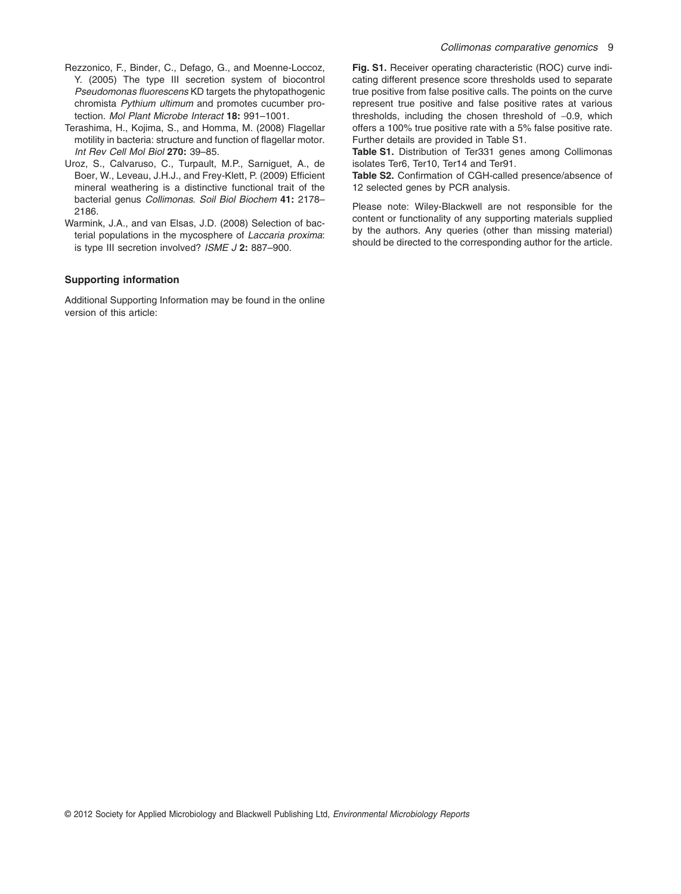Rezzonico, F., Binder, C., Defago, G., and Moenne-Loccoz, Y. (2005) The type III secretion system of biocontrol *Pseudomonas fluorescens* KD targets the phytopathogenic chromista *Pythium ultimum* and promotes cucumber protection. *Mol Plant Microbe Interact* **18:** 991–1001.

Terashima, H., Kojima, S., and Homma, M. (2008) Flagellar motility in bacteria: structure and function of flagellar motor. *Int Rev Cell Mol Biol* **270:** 39–85.

Uroz, S., Calvaruso, C., Turpault, M.P., Sarniguet, A., de Boer, W., Leveau, J.H.J., and Frey-Klett, P. (2009) Efficient mineral weathering is a distinctive functional trait of the bacterial genus *Collimonas*. *Soil Biol Biochem* **41:** 2178–2186.

Warmink, J.A., and van Elsas, J.D. (2008) Selection of bacterial populations in the mycosphere of *Laccaria proxima*: is type III secretion involved? *ISME J* **2:** 887–900.

### Supporting information

Additional Supporting Information may be found in the online version of this article:

**Fig. S1.** Receiver operating characteristic (ROC) curve indicating different presence score thresholds used to separate true positive from false positive calls. The points on the curve represent true positive and false positive rates at various thresholds, including the chosen threshold of $-0.9$, which offers a 100% true positive rate with a 5% false positive rate. Further details are provided in Table S1.

**Table S1.** Distribution of Ter331 genes among Collimonas isolates Ter6, Ter10, Ter14 and Ter91.

**Table S2.** Confirmation of CGH-called presence/absence of 12 selected genes by PCR analysis.

Please note: Wiley-Blackwell are not responsible for the content or functionality of any supporting materials supplied by the authors. Any queries (other than missing material) should be directed to the corresponding author for the article.